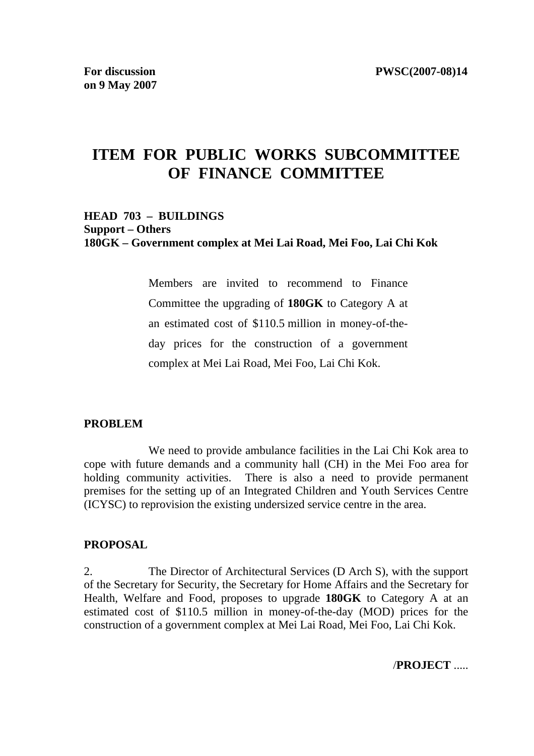**For discussion on 9 May 2007** **PWSC(2007-08)14**

# ITEM FOR PUBLIC WORKS SUBCOMMITTEE OF FINANCE COMMITTEE

**HEAD 703 – BUILDINGS**
**Support – Others**
**180GK – Government complex at Mei Lai Road, Mei Foo, Lai Chi Kok**

> Members are invited to recommend to Finance Committee the upgrading of **180GK** to Category A at an estimated cost of $110.5 million in money-of-the-day prices for the construction of a government complex at Mei Lai Road, Mei Foo, Lai Chi Kok.

## PROBLEM

We need to provide ambulance facilities in the Lai Chi Kok area to cope with future demands and a community hall (CH) in the Mei Foo area for holding community activities. There is also a need to provide permanent premises for the setting up of an Integrated Children and Youth Services Centre (ICYSC) to reprovision the existing undersized service centre in the area.

## PROPOSAL

2. The Director of Architectural Services (D Arch S), with the support of the Secretary for Security, the Secretary for Home Affairs and the Secretary for Health, Welfare and Food, proposes to upgrade **180GK** to Category A at an estimated cost of $110.5 million in money-of-the-day (MOD) prices for the construction of a government complex at Mei Lai Road, Mei Foo, Lai Chi Kok.

/**PROJECT** .....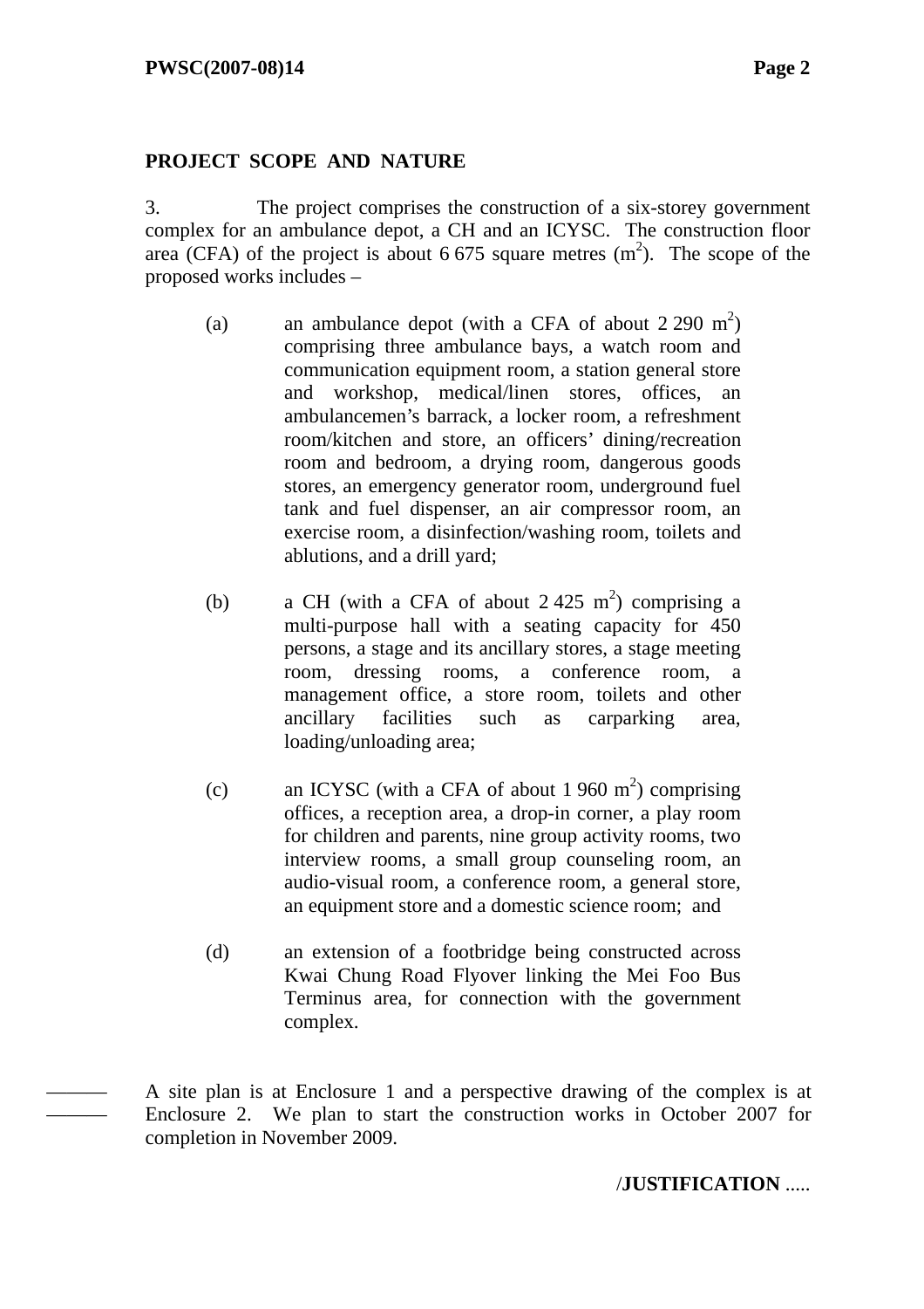## PROJECT SCOPE AND NATURE

3. The project comprises the construction of a six-storey government complex for an ambulance depot, a CH and an ICYSC. The construction floor area (CFA) of the project is about 6 675 square metres ($m^2$). The scope of the proposed works includes –

(a) an ambulance depot (with a CFA of about 2 290 $m^2$) comprising three ambulance bays, a watch room and communication equipment room, a station general store and workshop, medical/linen stores, offices, an ambulancemen's barrack, a locker room, a refreshment room/kitchen and store, an officers' dining/recreation room and bedroom, a drying room, dangerous goods stores, an emergency generator room, underground fuel tank and fuel dispenser, an air compressor room, an exercise room, a disinfection/washing room, toilets and ablutions, and a drill yard;

(b) a CH (with a CFA of about 2 425 $m^2$) comprising a multi-purpose hall with a seating capacity for 450 persons, a stage and its ancillary stores, a stage meeting room, dressing rooms, a conference room, a management office, a store room, toilets and other ancillary facilities such as carparking area, loading/unloading area;

(c) an ICYSC (with a CFA of about 1 960 $m^2$) comprising offices, a reception area, a drop-in corner, a play room for children and parents, nine group activity rooms, two interview rooms, a small group counseling room, an audio-visual room, a conference room, a general store, an equipment store and a domestic science room; and

(d) an extension of a footbridge being constructed across Kwai Chung Road Flyover linking the Mei Foo Bus Terminus area, for connection with the government complex.

A site plan is at Enclosure 1 and a perspective drawing of the complex is at Enclosure 2. We plan to start the construction works in October 2007 for completion in November 2009.

/**JUSTIFICATION** .....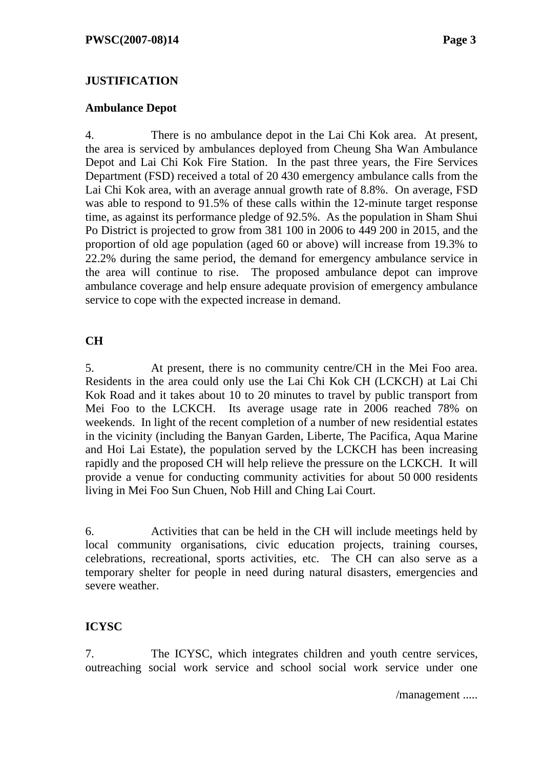## JUSTIFICATION

### Ambulance Depot

4. There is no ambulance depot in the Lai Chi Kok area. At present, the area is serviced by ambulances deployed from Cheung Sha Wan Ambulance Depot and Lai Chi Kok Fire Station. In the past three years, the Fire Services Department (FSD) received a total of 20 430 emergency ambulance calls from the Lai Chi Kok area, with an average annual growth rate of 8.8%. On average, FSD was able to respond to 91.5% of these calls within the 12-minute target response time, as against its performance pledge of 92.5%. As the population in Sham Shui Po District is projected to grow from 381 100 in 2006 to 449 200 in 2015, and the proportion of old age population (aged 60 or above) will increase from 19.3% to 22.2% during the same period, the demand for emergency ambulance service in the area will continue to rise. The proposed ambulance depot can improve ambulance coverage and help ensure adequate provision of emergency ambulance service to cope with the expected increase in demand.

### CH

5. At present, there is no community centre/CH in the Mei Foo area. Residents in the area could only use the Lai Chi Kok CH (LCKCH) at Lai Chi Kok Road and it takes about 10 to 20 minutes to travel by public transport from Mei Foo to the LCKCH. Its average usage rate in 2006 reached 78% on weekends. In light of the recent completion of a number of new residential estates in the vicinity (including the Banyan Garden, Liberte, The Pacifica, Aqua Marine and Hoi Lai Estate), the population served by the LCKCH has been increasing rapidly and the proposed CH will help relieve the pressure on the LCKCH. It will provide a venue for conducting community activities for about 50 000 residents living in Mei Foo Sun Chuen, Nob Hill and Ching Lai Court.

6. Activities that can be held in the CH will include meetings held by local community organisations, civic education projects, training courses, celebrations, recreational, sports activities, etc. The CH can also serve as a temporary shelter for people in need during natural disasters, emergencies and severe weather.

### ICYSC

7. The ICYSC, which integrates children and youth centre services, outreaching social work service and school social work service under one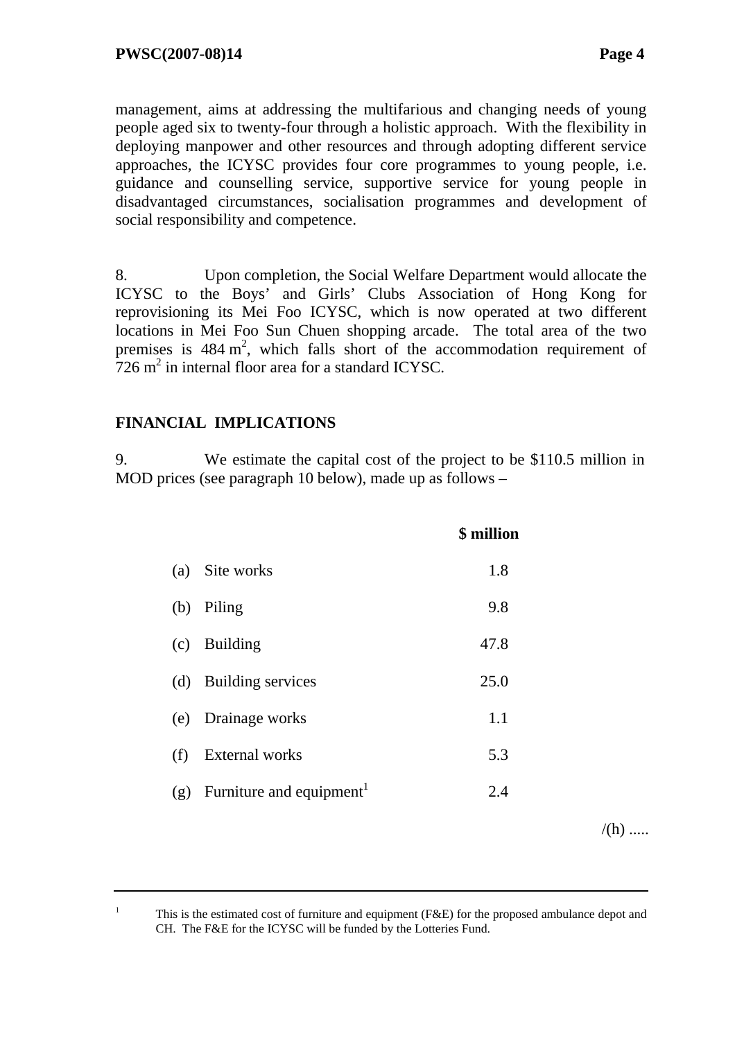management, aims at addressing the multifarious and changing needs of young people aged six to twenty-four through a holistic approach. With the flexibility in deploying manpower and other resources and through adopting different service approaches, the ICYSC provides four core programmes to young people, i.e. guidance and counselling service, supportive service for young people in disadvantaged circumstances, socialisation programmes and development of social responsibility and competence.

8. Upon completion, the Social Welfare Department would allocate the ICYSC to the Boys' and Girls' Clubs Association of Hong Kong for reprovisioning its Mei Foo ICYSC, which is now operated at two different locations in Mei Foo Sun Chuen shopping arcade. The total area of the two premises is 484 $m^2$, which falls short of the accommodation requirement of 726 $m^2$ in internal floor area for a standard ICYSC.

## FINANCIAL IMPLICATIONS

9. We estimate the capital cost of the project to be $110.5 million in MOD prices (see paragraph 10 below), made up as follows –

| | | $ million |
|---|---|---|
| (a) | Site works | 1.8 |
| (b) | Piling | 9.8 |
| (c) | Building | 47.8 |
| (d) | Building services | 25.0 |
| (e) | Drainage works | 1.1 |
| (f) | External works | 5.3 |
| (g) | Furniture and equipment[1] | 2.4 |

/(h) .....

[1] This is the estimated cost of furniture and equipment (F&E) for the proposed ambulance depot and CH. The F&E for the ICYSC will be funded by the Lotteries Fund.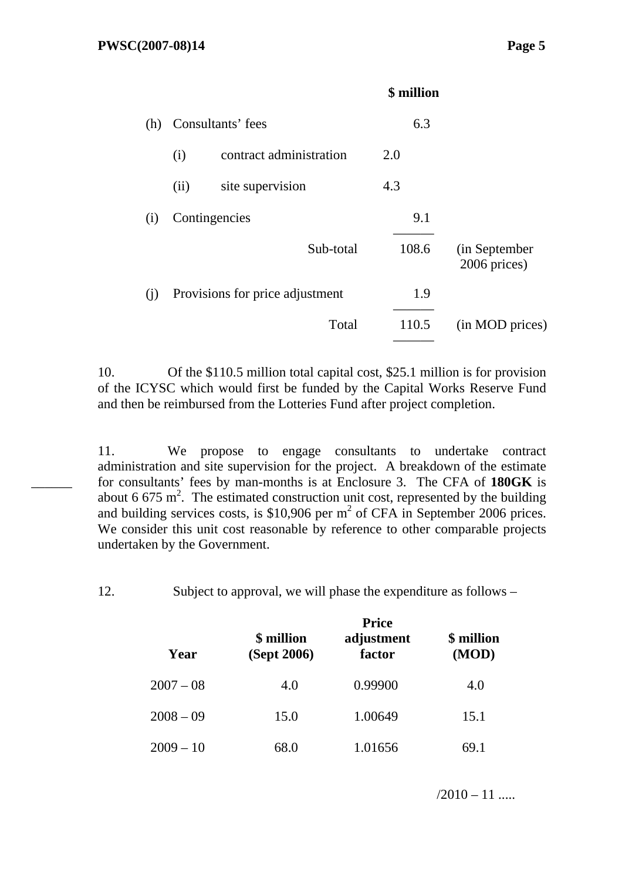| | | | $ million | |
|---|---|---|---|---|
| (h) | Consultants' fees | | 6.3 | |
| | (i) contract administration | 2.0 | | |
| | (ii) site supervision | 4.3 | | |
| (i) | Contingencies | | 9.1 | |
| | Sub-total | | 108.6 | (in September 2006 prices) |
| (j) | Provisions for price adjustment | | 1.9 | |
| | Total | | 110.5 | (in MOD prices) |

10. Of the $110.5 million total capital cost, $25.1 million is for provision of the ICYSC which would first be funded by the Capital Works Reserve Fund and then be reimbursed from the Lotteries Fund after project completion.

11. We propose to engage consultants to undertake contract administration and site supervision for the project. A breakdown of the estimate for consultants' fees by man-months is at Enclosure 3. The CFA of **180GK** is about 6 675 $m^2$. The estimated construction unit cost, represented by the building and building services costs, is $10,906 per $m^2$ of CFA in September 2006 prices. We consider this unit cost reasonable by reference to other comparable projects undertaken by the Government.

12. Subject to approval, we will phase the expenditure as follows –

| Year | $ million (Sept 2006) | Price adjustment factor | $ million (MOD) |
|---|---|---|---|
| 2007 – 08 | 4.0 | 0.99900 | 4.0 |
| 2008 – 09 | 15.0 | 1.00649 | 15.1 |
| 2009 – 10 | 68.0 | 1.01656 | 69.1 |

/2010 – 11 .....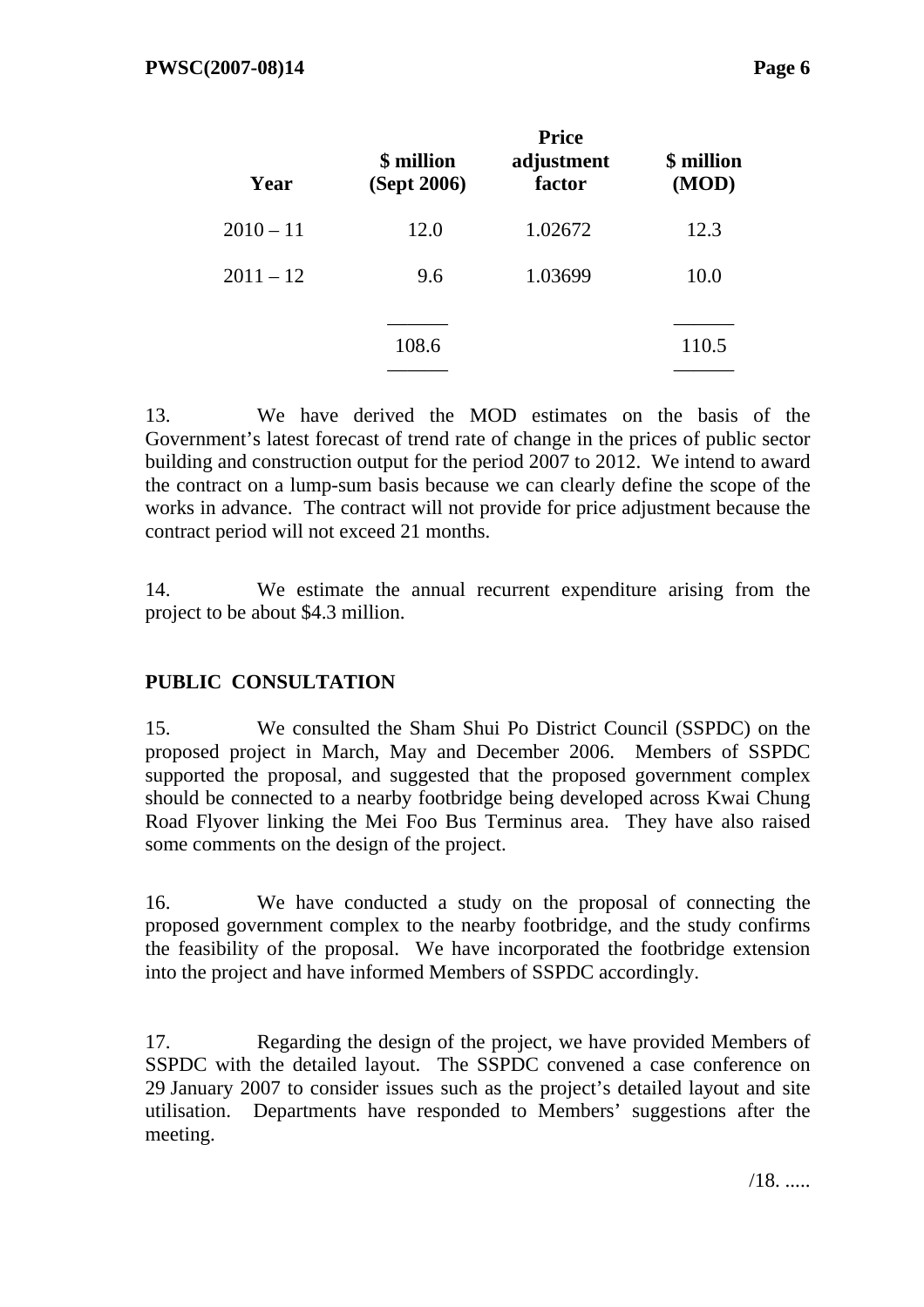| Year | \$ million (Sept 2006) | Price adjustment factor | \$ million (MOD) |
|---|---|---|---|
| 2010 – 11 | 12.0 | 1.02672 | 12.3 |
| 2011 – 12 | 9.6 | 1.03699 | 10.0 |
| | 108.6 | | 110.5 |

13. We have derived the MOD estimates on the basis of the Government's latest forecast of trend rate of change in the prices of public sector building and construction output for the period 2007 to 2012. We intend to award the contract on a lump-sum basis because we can clearly define the scope of the works in advance. The contract will not provide for price adjustment because the contract period will not exceed 21 months.

14. We estimate the annual recurrent expenditure arising from the project to be about \$4.3 million.

## PUBLIC CONSULTATION

15. We consulted the Sham Shui Po District Council (SSPDC) on the proposed project in March, May and December 2006. Members of SSPDC supported the proposal, and suggested that the proposed government complex should be connected to a nearby footbridge being developed across Kwai Chung Road Flyover linking the Mei Foo Bus Terminus area. They have also raised some comments on the design of the project.

16. We have conducted a study on the proposal of connecting the proposed government complex to the nearby footbridge, and the study confirms the feasibility of the proposal. We have incorporated the footbridge extension into the project and have informed Members of SSPDC accordingly.

17. Regarding the design of the project, we have provided Members of SSPDC with the detailed layout. The SSPDC convened a case conference on 29 January 2007 to consider issues such as the project's detailed layout and site utilisation. Departments have responded to Members' suggestions after the meeting.

/18. .....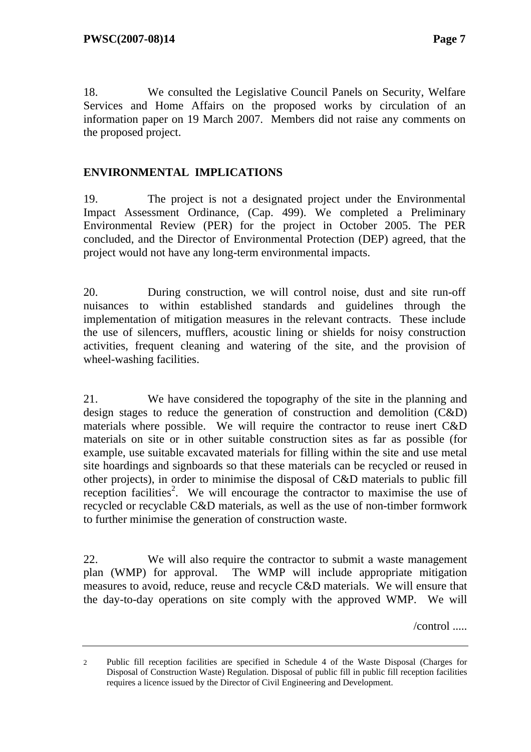18. We consulted the Legislative Council Panels on Security, Welfare Services and Home Affairs on the proposed works by circulation of an information paper on 19 March 2007. Members did not raise any comments on the proposed project.

## ENVIRONMENTAL IMPLICATIONS

19. The project is not a designated project under the Environmental Impact Assessment Ordinance, (Cap. 499). We completed a Preliminary Environmental Review (PER) for the project in October 2005. The PER concluded, and the Director of Environmental Protection (DEP) agreed, that the project would not have any long-term environmental impacts.

20. During construction, we will control noise, dust and site run-off nuisances to within established standards and guidelines through the implementation of mitigation measures in the relevant contracts. These include the use of silencers, mufflers, acoustic lining or shields for noisy construction activities, frequent cleaning and watering of the site, and the provision of wheel-washing facilities.

21. We have considered the topography of the site in the planning and design stages to reduce the generation of construction and demolition (C&D) materials where possible. We will require the contractor to reuse inert C&D materials on site or in other suitable construction sites as far as possible (for example, use suitable excavated materials for filling within the site and use metal site hoardings and signboards so that these materials can be recycled or reused in other projects), in order to minimise the disposal of C&D materials to public fill reception facilities[2]. We will encourage the contractor to maximise the use of recycled or recyclable C&D materials, as well as the use of non-timber formwork to further minimise the generation of construction waste.

22. We will also require the contractor to submit a waste management plan (WMP) for approval. The WMP will include appropriate mitigation measures to avoid, reduce, reuse and recycle C&D materials. We will ensure that the day-to-day operations on site comply with the approved WMP. We will

/control .....

---

2 Public fill reception facilities are specified in Schedule 4 of the Waste Disposal (Charges for Disposal of Construction Waste) Regulation. Disposal of public fill in public fill reception facilities requires a licence issued by the Director of Civil Engineering and Development.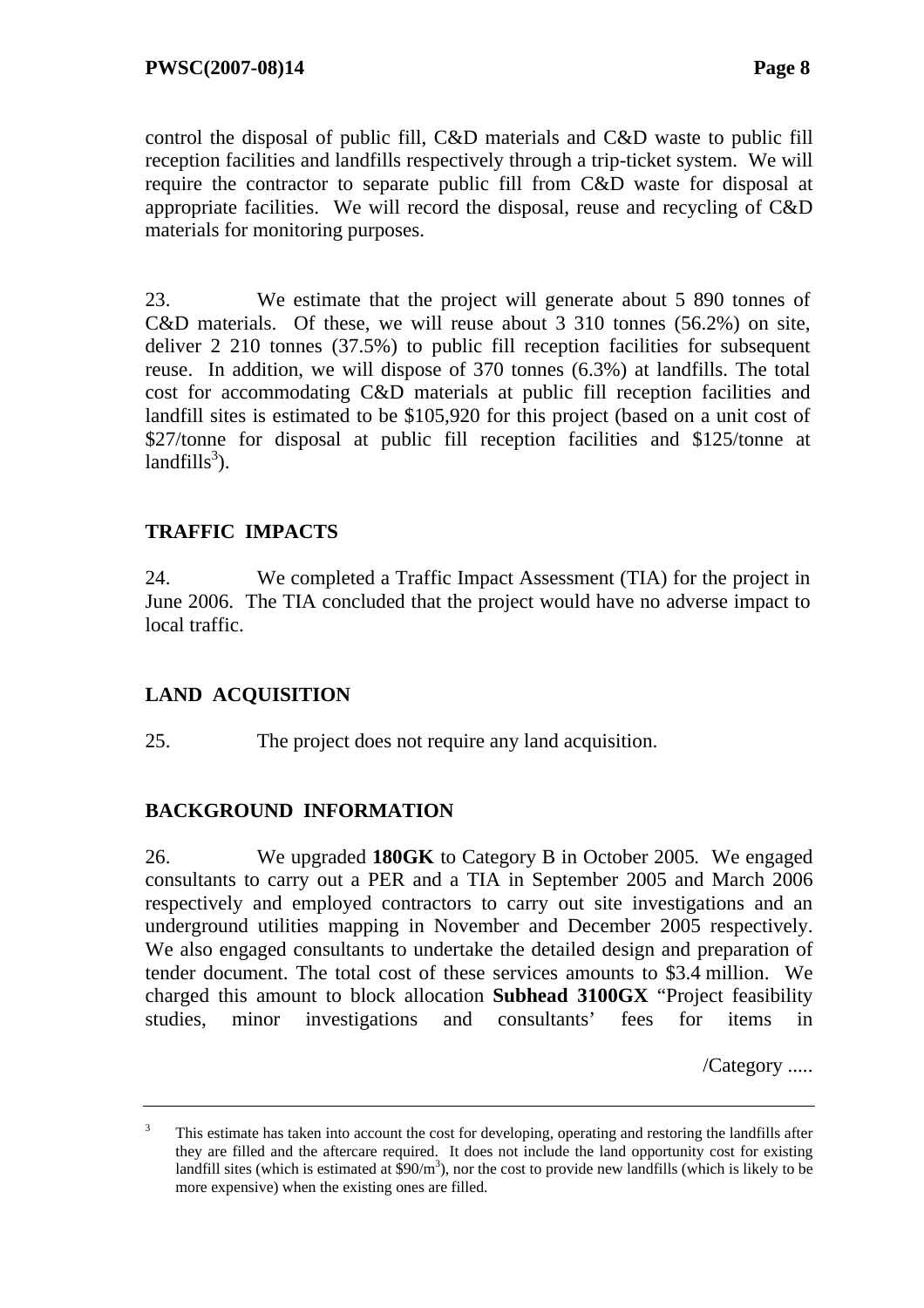control the disposal of public fill, C&D materials and C&D waste to public fill reception facilities and landfills respectively through a trip-ticket system. We will require the contractor to separate public fill from C&D waste for disposal at appropriate facilities. We will record the disposal, reuse and recycling of C&D materials for monitoring purposes.

23. We estimate that the project will generate about 5 890 tonnes of C&D materials. Of these, we will reuse about 3 310 tonnes (56.2%) on site, deliver 2 210 tonnes (37.5%) to public fill reception facilities for subsequent reuse. In addition, we will dispose of 370 tonnes (6.3%) at landfills. The total cost for accommodating C&D materials at public fill reception facilities and landfill sites is estimated to be $105,920 for this project (based on a unit cost of $27/tonne for disposal at public fill reception facilities and $125/tonne at landfills[3]).

## TRAFFIC IMPACTS

24. We completed a Traffic Impact Assessment (TIA) for the project in June 2006. The TIA concluded that the project would have no adverse impact to local traffic.

## LAND ACQUISITION

25. The project does not require any land acquisition.

## BACKGROUND INFORMATION

26. We upgraded **180GK** to Category B in October 2005. We engaged consultants to carry out a PER and a TIA in September 2005 and March 2006 respectively and employed contractors to carry out site investigations and an underground utilities mapping in November and December 2005 respectively. We also engaged consultants to undertake the detailed design and preparation of tender document. The total cost of these services amounts to $3.4 million. We charged this amount to block allocation **Subhead 3100GX** "Project feasibility studies, minor investigations and consultants' fees for items in

/Category .....

---

[3] This estimate has taken into account the cost for developing, operating and restoring the landfills after they are filled and the aftercare required. It does not include the land opportunity cost for existing landfill sites (which is estimated at $90/m$^3$), nor the cost to provide new landfills (which is likely to be more expensive) when the existing ones are filled.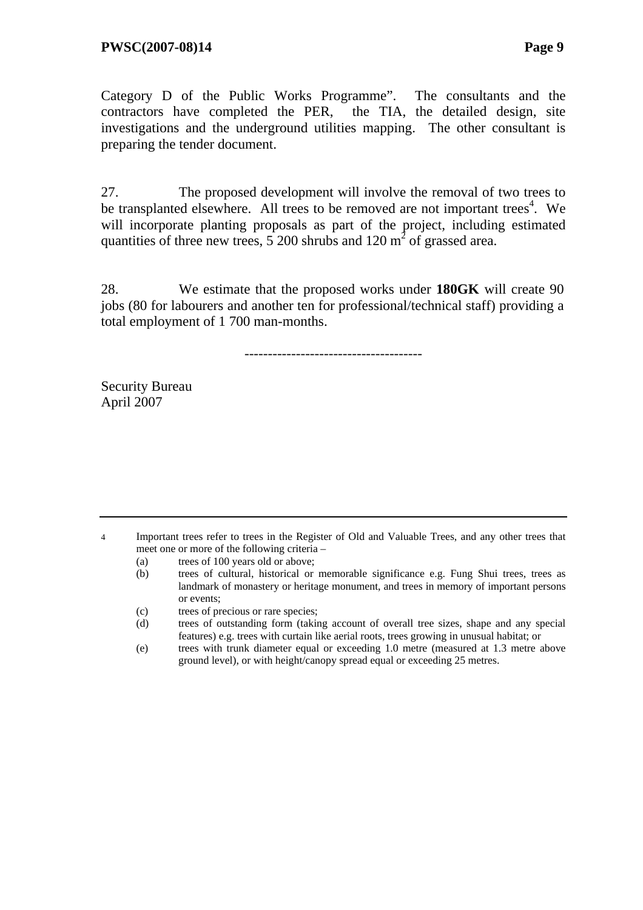Category D of the Public Works Programme". The consultants and the contractors have completed the PER, the TIA, the detailed design, site investigations and the underground utilities mapping. The other consultant is preparing the tender document.

27. The proposed development will involve the removal of two trees to be transplanted elsewhere. All trees to be removed are not important trees[4]. We will incorporate planting proposals as part of the project, including estimated quantities of three new trees, 5 200 shrubs and 120 $m^2$ of grassed area.

28. We estimate that the proposed works under **180GK** will create 90 jobs (80 for labourers and another ten for professional/technical staff) providing a total employment of 1 700 man-months.

--------------------------------------

Security Bureau
April 2007

---

4 Important trees refer to trees in the Register of Old and Valuable Trees, and any other trees that meet one or more of the following criteria –

(a) trees of 100 years old or above;

(b) trees of cultural, historical or memorable significance e.g. Fung Shui trees, trees as landmark of monastery or heritage monument, and trees in memory of important persons or events;

(c) trees of precious or rare species;

(d) trees of outstanding form (taking account of overall tree sizes, shape and any special features) e.g. trees with curtain like aerial roots, trees growing in unusual habitat; or

(e) trees with trunk diameter equal or exceeding 1.0 metre (measured at 1.3 metre above ground level), or with height/canopy spread equal or exceeding 25 metres.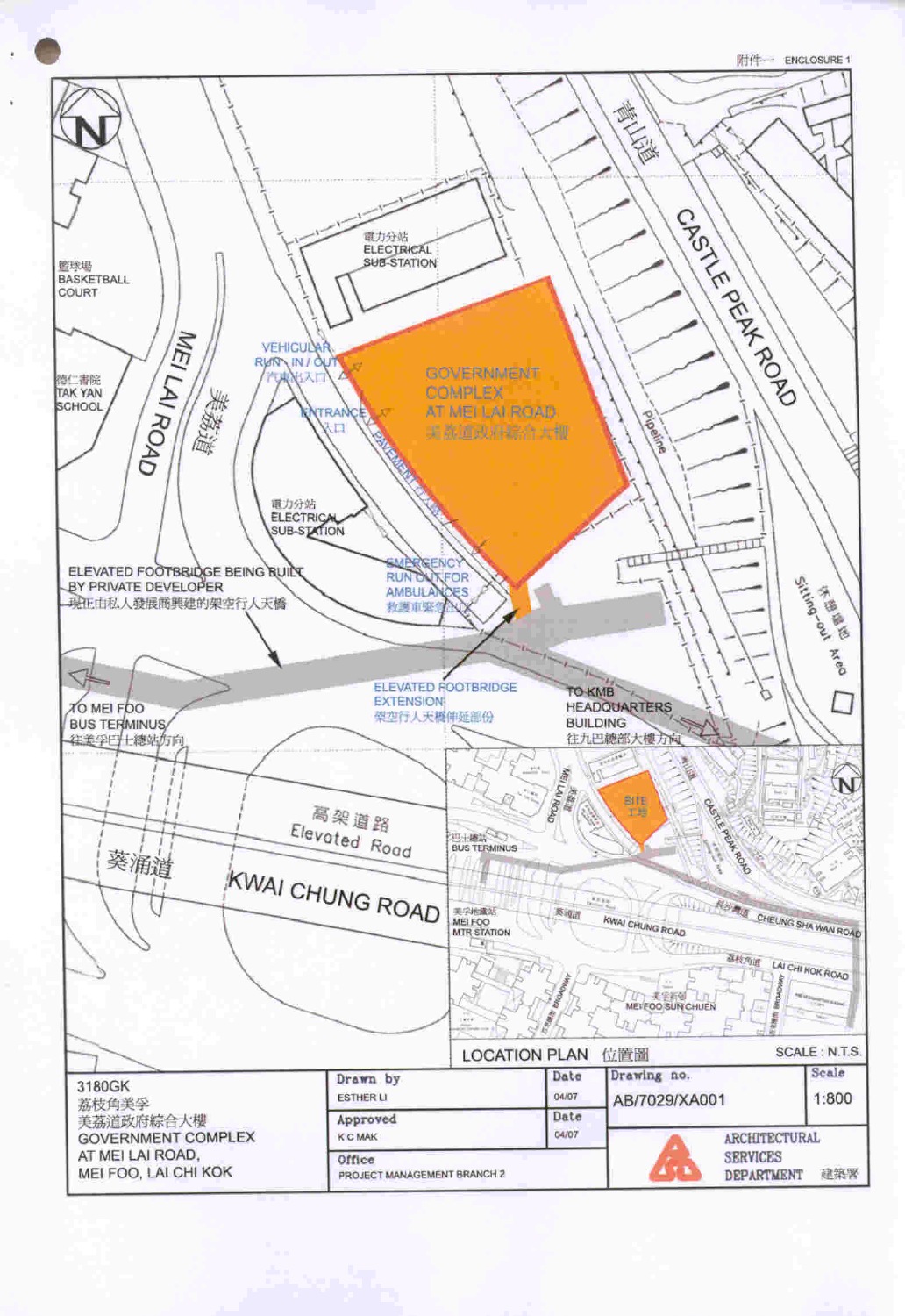附件一 ENCLOSURE 1

N

籃球場
BASKETBALL COURT

德仁書院
TAK YAN SCHOOL

MEI LAI ROAD

美荔道

電力分站
ELECTRICAL SUB-STATION

VEHICULAR RUN - IN / OUT
汽車出入口

ENTRANCE
入口

電力分站
ELECTRICAL SUB-STATION

GOVERNMENT COMPLEX AT MEI LAI ROAD
美荔道政府綜合大樓

PAVEMENT

Pipeline

青山道

CASTLE PEAK ROAD

Sitting-out Area
休憩場地

EMERGENCY RUN OUT FOR AMBULANCES
救護車緊急出口

ELEVATED FOOTBRIDGE BEING BUILT BY PRIVATE DEVELOPER
現正由私人發展商興建的架空行人天橋

ELEVATED FOOTBRIDGE EXTENSION
架空行人天橋伸延部份

TO MEI FOO BUS TERMINUS
往美孚巴士總站方向

TO KMB HEADQUARTERS BUILDING
往九巴總部大樓方向

高架道路
Elevated Road

葵涌道

KWAI CHUNG ROAD

SITE
工地

巴士總站
BUS TERMINUS

美孚地鐵站
MEI FOO MTR STATION

CHEUNG SHA WAN ROAD

LAI CHI KOK ROAD

MEI FOO SUN CHUEN
美孚新邨

BROADWAY

LOCATION PLAN 位置圖

SCALE : N.T.S.

| 3180GK<br>荔枝角美孚<br>美荔道政府綜合大樓<br>GOVERNMENT COMPLEX AT MEI LAI ROAD, MEI FOO, LAI CHI KOK | Drawn by<br>ESTHER LI | Date<br>04/07 | Drawing no.<br>AB/7029/XA001 | Scale<br>1:800 |
|---|---|---|---|---|
| | Approved<br>K C MAK | Date<br>04/07 | ARCHITECTURAL SERVICES DEPARTMENT 建築署 | |
| | Office<br>PROJECT MANAGEMENT BRANCH 2 | | | |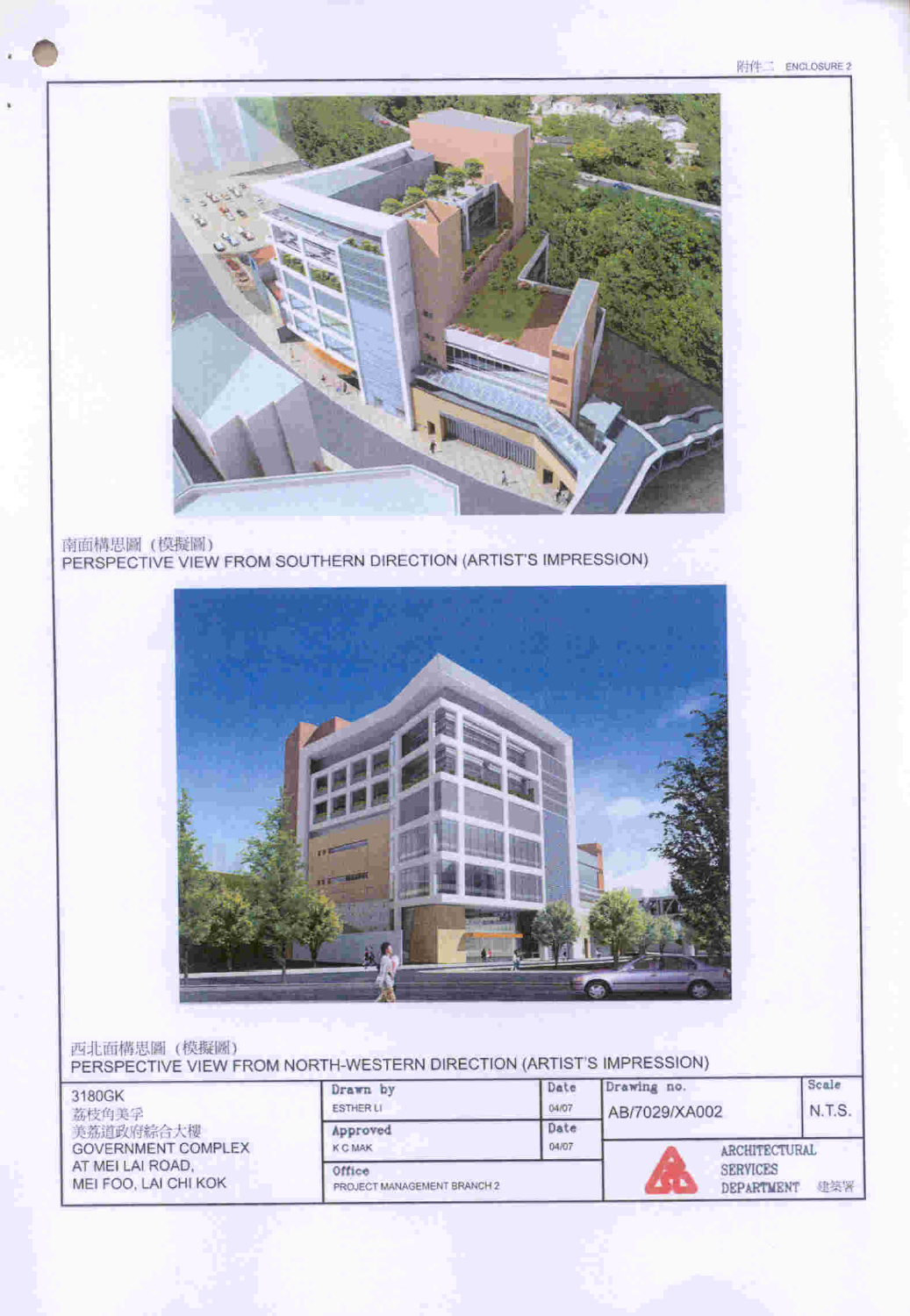附件二 ENCLOSURE 2

南面構思圖（模擬圖）
PERSPECTIVE VIEW FROM SOUTHERN DIRECTION (ARTIST'S IMPRESSION)

西北面構思圖（模擬圖）
PERSPECTIVE VIEW FROM NORTH-WESTERN DIRECTION (ARTIST'S IMPRESSION)

| 3180GK<br>荔枝角美孚<br>美荔道政府綜合大樓<br>GOVERNMENT COMPLEX<br>AT MEI LAI ROAD,<br>MEI FOO, LAI CHI KOK | Drawn by<br>ESTHER LI | Date<br>04/07 | Drawing no.<br>AB/7029/XA002 | Scale<br>N.T.S. |
|---|---|---|---|---|
| | Approved<br>K C MAK | Date<br>04/07 | ARCHITECTURAL SERVICES DEPARTMENT 建築署 | |
| | Office<br>PROJECT MANAGEMENT BRANCH 2 | | | |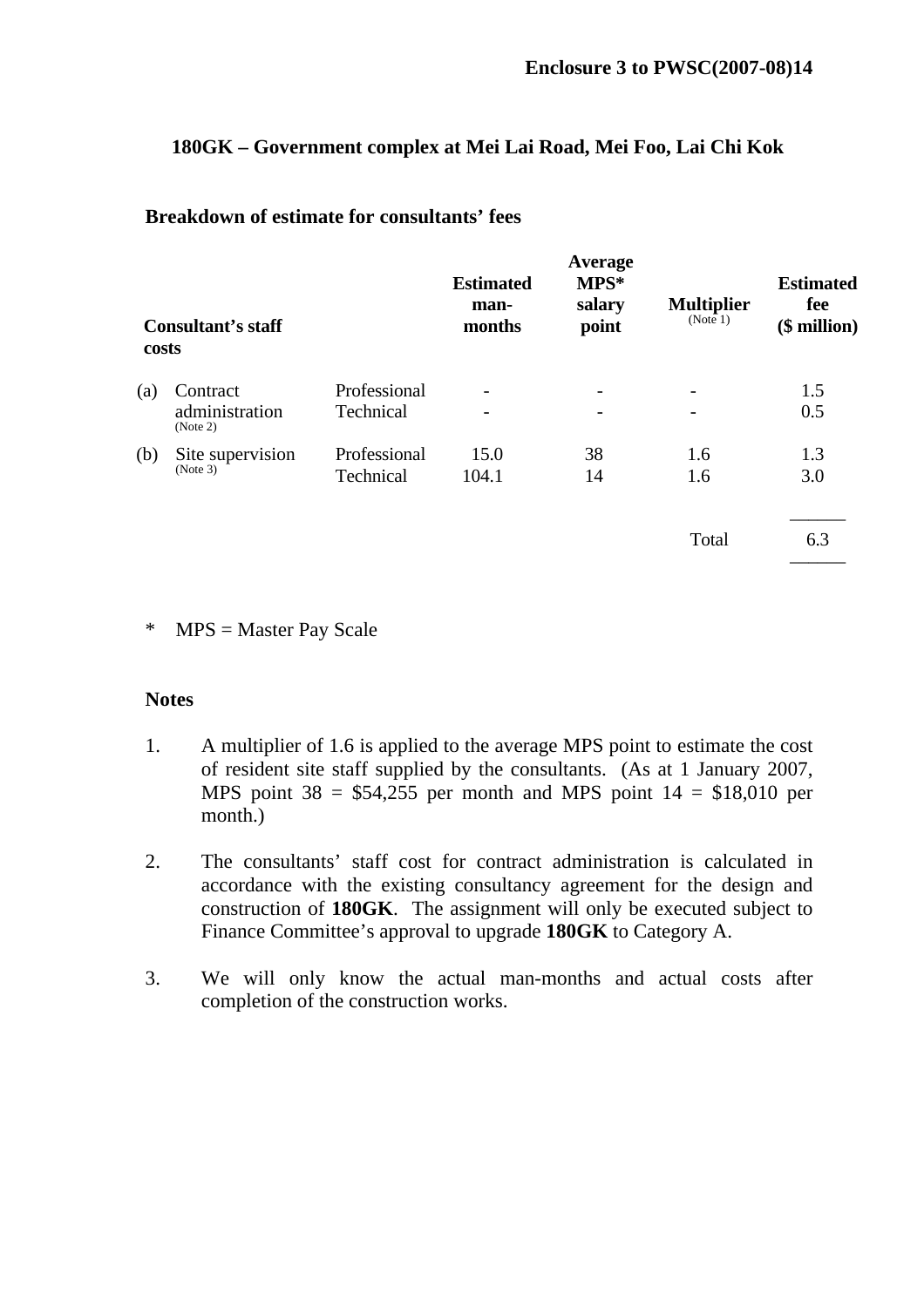**Enclosure 3 to PWSC(2007-08)14**

## 180GK – Government complex at Mei Lai Road, Mei Foo, Lai Chi Kok

### Breakdown of estimate for consultants' fees

| Consultant's staff costs | | | Estimated man-months | Average MPS* salary point | Multiplier (Note 1) | Estimated fee ($ million) |
|---|---|---|---|---|---|---|
| (a) | Contract administration (Note 2) | Professional | - | - | - | 1.5 |
| | | Technical | - | - | - | 0.5 |
| (b) | Site supervision (Note 3) | Professional | 15.0 | 38 | 1.6 | 1.3 |
| | | Technical | 104.1 | 14 | 1.6 | 3.0 |
| | | | | | Total | 6.3 |

\* MPS = Master Pay Scale

**Notes**

1. A multiplier of 1.6 is applied to the average MPS point to estimate the cost of resident site staff supplied by the consultants. (As at 1 January 2007, MPS point 38 = $54,255 per month and MPS point 14 = $18,010 per month.)

2. The consultants' staff cost for contract administration is calculated in accordance with the existing consultancy agreement for the design and construction of **180GK**. The assignment will only be executed subject to Finance Committee's approval to upgrade **180GK** to Category A.

3. We will only know the actual man-months and actual costs after completion of the construction works.